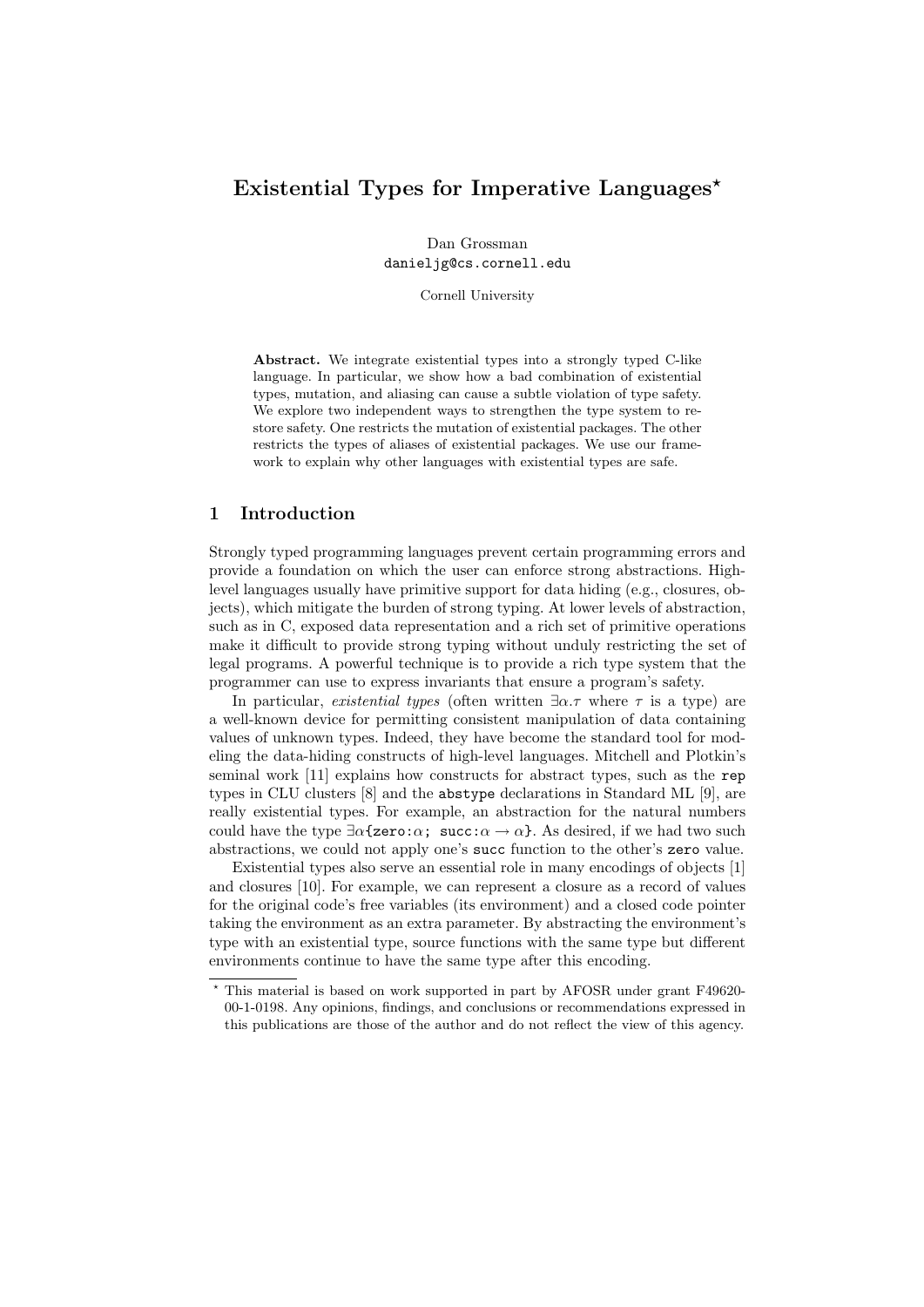# Existential Types for Imperative Languages*

Dan Grossman
danieljg@cs.cornell.edu

Cornell University

**Abstract.** We integrate existential types into a strongly typed C-like language. In particular, we show how a bad combination of existential types, mutation, and aliasing can cause a subtle violation of type safety. We explore two independent ways to strengthen the type system to restore safety. One restricts the mutation of existential packages. The other restricts the types of aliases of existential packages. We use our framework to explain why other languages with existential types are safe.

## 1 Introduction

Strongly typed programming languages prevent certain programming errors and provide a foundation on which the user can enforce strong abstractions. High-level languages usually have primitive support for data hiding (e.g., closures, objects), which mitigate the burden of strong typing. At lower levels of abstraction, such as in C, exposed data representation and a rich set of primitive operations make it difficult to provide strong typing without unduly restricting the set of legal programs. A powerful technique is to provide a rich type system that the programmer can use to express invariants that ensure a program's safety.

In particular, *existential types* (often written $\exists\alpha.\tau$ where $\tau$ is a type) are a well-known device for permitting consistent manipulation of data containing values of unknown types. Indeed, they have become the standard tool for modeling the data-hiding constructs of high-level languages. Mitchell and Plotkin's seminal work [11] explains how constructs for abstract types, such as the `rep` types in CLU clusters [8] and the `abstype` declarations in Standard ML [9], are really existential types. For example, an abstraction for the natural numbers could have the type $\exists\alpha$`{zero:`$\alpha$`; succ:`$\alpha \rightarrow \alpha$`}`. As desired, if we had two such abstractions, we could not apply one's `succ` function to the other's `zero` value.

Existential types also serve an essential role in many encodings of objects [1] and closures [10]. For example, we can represent a closure as a record of values for the original code's free variables (its environment) and a closed code pointer taking the environment as an extra parameter. By abstracting the environment's type with an existential type, source functions with the same type but different environments continue to have the same type after this encoding.

---

* This material is based on work supported in part by AFOSR under grant F49620-00-1-0198. Any opinions, findings, and conclusions or recommendations expressed in this publications are those of the author and do not reflect the view of this agency.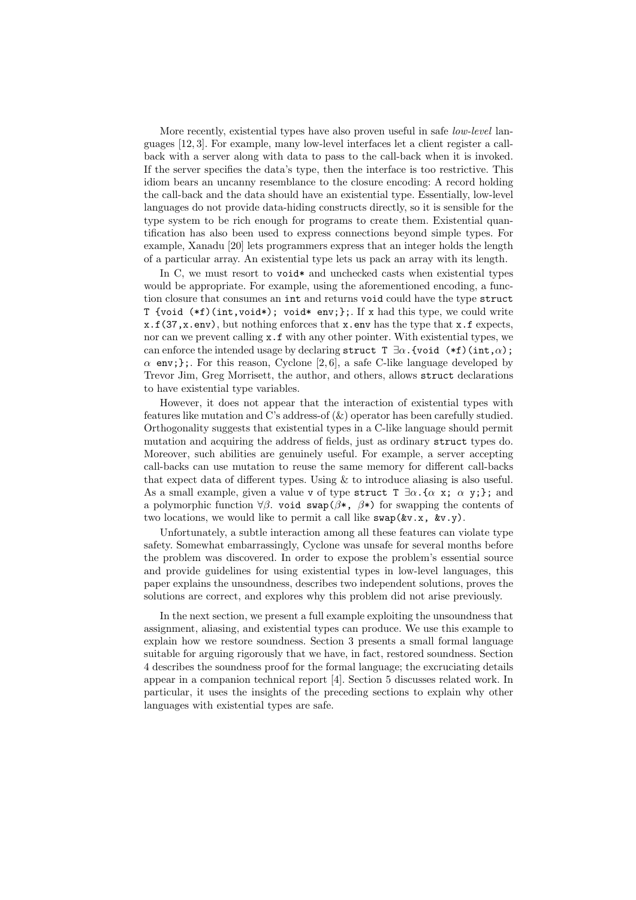More recently, existential types have also proven useful in safe *low-level* languages [12, 3]. For example, many low-level interfaces let a client register a call-back with a server along with data to pass to the call-back when it is invoked. If the server specifies the data's type, then the interface is too restrictive. This idiom bears an uncanny resemblance to the closure encoding: A record holding the call-back and the data should have an existential type. Essentially, low-level languages do not provide data-hiding constructs directly, so it is sensible for the type system to be rich enough for programs to create them. Existential quantification has also been used to express connections beyond simple types. For example, Xanadu [20] lets programmers express that an integer holds the length of a particular array. An existential type lets us pack an array with its length.

In C, we must resort to `void*` and unchecked casts when existential types would be appropriate. For example, using the aforementioned encoding, a function closure that consumes an `int` and returns `void` could have the type `struct T {void (*f)(int,void*); void* env;};`. If `x` had this type, we could write `x.f(37,x.env)`, but nothing enforces that `x.env` has the type that `x.f` expects, nor can we prevent calling `x.f` with any other pointer. With existential types, we can enforce the intended usage by declaring `struct T` $\exists\alpha$.`{void (*f)(int,`$\alpha$`);` $\alpha$ `env;};`. For this reason, Cyclone [2, 6], a safe C-like language developed by Trevor Jim, Greg Morrisett, the author, and others, allows `struct` declarations to have existential type variables.

However, it does not appear that the interaction of existential types with features like mutation and C's address-of (&) operator has been carefully studied. Orthogonality suggests that existential types in a C-like language should permit mutation and acquiring the address of fields, just as ordinary `struct` types do. Moreover, such abilities are genuinely useful. For example, a server accepting call-backs can use mutation to reuse the same memory for different call-backs that expect data of different types. Using & to introduce aliasing is also useful. As a small example, given a value `v` of type `struct T` $\exists\alpha$.`{`$\alpha$ `x;` $\alpha$ `y;};` and a polymorphic function $\forall\beta$. `void swap(`$\beta$`*,` $\beta$`*)` for swapping the contents of two locations, we would like to permit a call like `swap(&v.x, &v.y)`.

Unfortunately, a subtle interaction among all these features can violate type safety. Somewhat embarrassingly, Cyclone was unsafe for several months before the problem was discovered. In order to expose the problem's essential source and provide guidelines for using existential types in low-level languages, this paper explains the unsoundness, describes two independent solutions, proves the solutions are correct, and explores why this problem did not arise previously.

In the next section, we present a full example exploiting the unsoundness that assignment, aliasing, and existential types can produce. We use this example to explain how we restore soundness. Section 3 presents a small formal language suitable for arguing rigorously that we have, in fact, restored soundness. Section 4 describes the soundness proof for the formal language; the excruciating details appear in a companion technical report [4]. Section 5 discusses related work. In particular, it uses the insights of the preceding sections to explain why other languages with existential types are safe.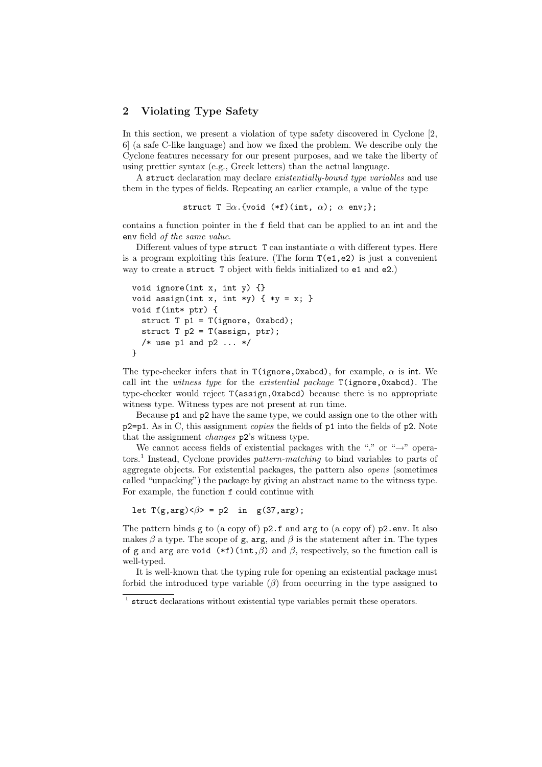## 2 Violating Type Safety

In this section, we present a violation of type safety discovered in Cyclone [2, 6] (a safe C-like language) and how we fixed the problem. We describe only the Cyclone features necessary for our present purposes, and we take the liberty of using prettier syntax (e.g., Greek letters) than the actual language.

A `struct` declaration may declare *existentially-bound type variables* and use them in the types of fields. Repeating an earlier example, a value of the type

```
struct T ∃α.{void (*f)(int, α); α env;};
```

contains a function pointer in the `f` field that can be applied to an `int` and the `env` field *of the same value*.

Different values of type `struct T` can instantiate $\alpha$ with different types. Here is a program exploiting this feature. (The form `T(e1,e2)` is just a convenient way to create a `struct T` object with fields initialized to `e1` and `e2`.)

```
void ignore(int x, int y) {}
void assign(int x, int *y) { *y = x; }
void f(int* ptr) {
  struct T p1 = T(ignore, 0xabcd);
  struct T p2 = T(assign, ptr);
  /* use p1 and p2 ... */
}
```

The type-checker infers that in `T(ignore,0xabcd)`, for example, $\alpha$ is `int`. We call `int` the *witness type* for the *existential package* `T(ignore,0xabcd)`. The type-checker would reject `T(assign,0xabcd)` because there is no appropriate witness type. Witness types are not present at run time.

Because `p1` and `p2` have the same type, we could assign one to the other with `p2=p1`. As in C, this assignment *copies* the fields of `p1` into the fields of `p2`. Note that the assignment *changes* `p2`'s witness type.

We cannot access fields of existential packages with the "." or "→" operators.[1] Instead, Cyclone provides *pattern-matching* to bind variables to parts of aggregate objects. For existential packages, the pattern also *opens* (sometimes called "unpacking") the package by giving an abstract name to the witness type. For example, the function `f` could continue with

```
let T(g,arg)<β> = p2  in  g(37,arg);
```

The pattern binds `g` to (a copy of) `p2.f` and `arg` to (a copy of) `p2.env`. It also makes $\beta$ a type. The scope of `g`, `arg`, and $\beta$ is the statement after `in`. The types of `g` and `arg` are `void (*f)(int,`$\beta$`)` and $\beta$, respectively, so the function call is well-typed.

It is well-known that the typing rule for opening an existential package must forbid the introduced type variable ($\beta$) from occurring in the type assigned to

[1] `struct` declarations without existential type variables permit these operators.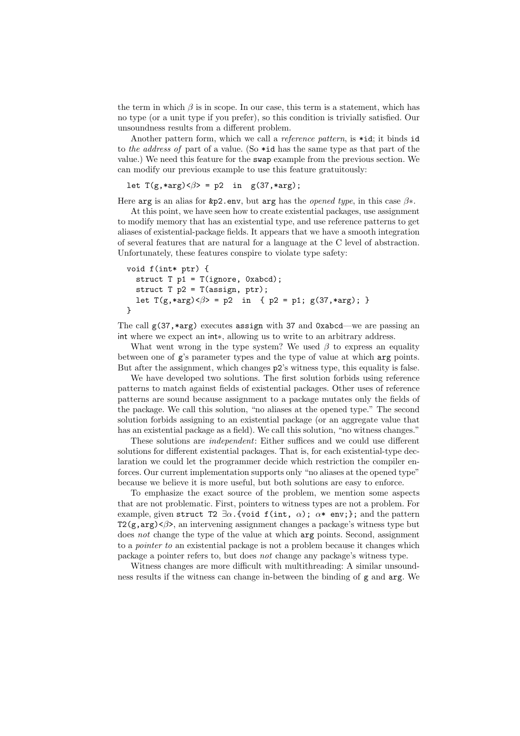the term in which $\beta$ is in scope. In our case, this term is a statement, which has no type (or a unit type if you prefer), so this condition is trivially satisfied. Our unsoundness results from a different problem.

Another pattern form, which we call a *reference pattern*, is `*id`; it binds `id` to *the address of* part of a value. (So `*id` has the same type as that part of the value.) We need this feature for the `swap` example from the previous section. We can modify our previous example to use this feature gratuitously:

```
let T(g,*arg)<β> = p2  in  g(37,*arg);
```

Here `arg` is an alias for `&p2.env`, but `arg` has the *opened type*, in this case $\beta*$.

At this point, we have seen how to create existential packages, use assignment to modify memory that has an existential type, and use reference patterns to get aliases of existential-package fields. It appears that we have a smooth integration of several features that are natural for a language at the C level of abstraction. Unfortunately, these features conspire to violate type safety:

```
void f(int* ptr) {
  struct T p1 = T(ignore, 0xabcd);
  struct T p2 = T(assign, ptr);
  let T(g,*arg)<β> = p2  in  { p2 = p1; g(37,*arg); }
}
```

The call `g(37,*arg)` executes `assign` with `37` and `0xabcd`—we are passing an int where we expect an int∗, allowing us to write to an arbitrary address.

What went wrong in the type system? We used $\beta$ to express an equality between one of `g`'s parameter types and the type of value at which `arg` points. But after the assignment, which changes `p2`'s witness type, this equality is false.

We have developed two solutions. The first solution forbids using reference patterns to match against fields of existential packages. Other uses of reference patterns are sound because assignment to a package mutates only the fields of the package. We call this solution, "no aliases at the opened type." The second solution forbids assigning to an existential package (or an aggregate value that has an existential package as a field). We call this solution, "no witness changes."

These solutions are *independent*: Either suffices and we could use different solutions for different existential packages. That is, for each existential-type declaration we could let the programmer decide which restriction the compiler enforces. Our current implementation supports only "no aliases at the opened type" because we believe it is more useful, but both solutions are easy to enforce.

To emphasize the exact source of the problem, we mention some aspects that are not problematic. First, pointers to witness types are not a problem. For example, given `struct T2` $\exists\alpha$.`{void f(int,` $\alpha$`);` $\alpha$`* env;};` and the pattern `T2(g,arg)<β>`, an intervening assignment changes a package's witness type but does *not* change the type of the value at which `arg` points. Second, assignment to a *pointer to* an existential package is not a problem because it changes which package a pointer refers to, but does *not* change any package's witness type.

Witness changes are more difficult with multithreading: A similar unsoundness results if the witness can change in-between the binding of `g` and `arg`. We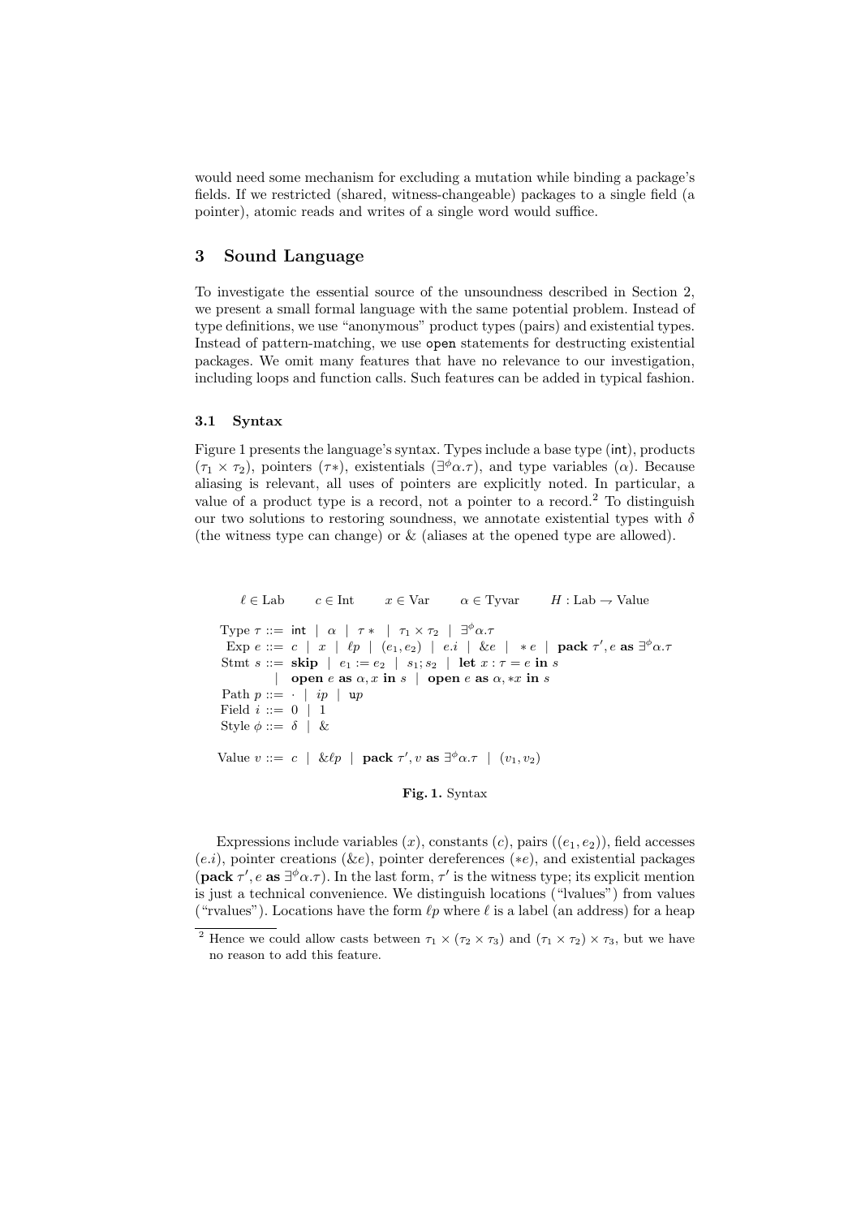would need some mechanism for excluding a mutation while binding a package's fields. If we restricted (shared, witness-changeable) packages to a single field (a pointer), atomic reads and writes of a single word would suffice.

## 3 Sound Language

To investigate the essential source of the unsoundness described in Section 2, we present a small formal language with the same potential problem. Instead of type definitions, we use "anonymous" product types (pairs) and existential types. Instead of pattern-matching, we use `open` statements for destructing existential packages. We omit many features that have no relevance to our investigation, including loops and function calls. Such features can be added in typical fashion.

### 3.1 Syntax

Figure 1 presents the language's syntax. Types include a base type (int), products ($\tau_1 \times \tau_2$), pointers ($\tau *$), existentials ($\exists^\phi \alpha.\tau$), and type variables ($\alpha$). Because aliasing is relevant, all uses of pointers are explicitly noted. In particular, a value of a product type is a record, not a pointer to a record.[2] To distinguish our two solutions to restoring soundness, we annotate existential types with $\delta$ (the witness type can change) or & (aliases at the opened type are allowed).

$$\ell \in \text{Lab} \qquad c \in \text{Int} \qquad x \in \text{Var} \qquad \alpha \in \text{Tyvar} \qquad H : \text{Lab} \rightarrow \text{Value}$$

$$
\begin{array}{rcl}
\text{Type } \tau & ::= & \mathsf{int} \mid \alpha \mid \tau * \mid \tau_1 \times \tau_2 \mid \exists^\phi \alpha.\tau \\
\text{Exp } e & ::= & c \mid x \mid \ell p \mid (e_1, e_2) \mid e.i \mid \&e \mid *e \mid \textbf{pack } \tau', e \textbf{ as } \exists^\phi \alpha.\tau \\
\text{Stmt } s & ::= & \textbf{skip} \mid e_1 := e_2 \mid s_1; s_2 \mid \textbf{let } x : \tau = e \textbf{ in } s \\
 & \mid & \textbf{open } e \textbf{ as } \alpha, x \textbf{ in } s \mid \textbf{open } e \textbf{ as } \alpha, *x \textbf{ in } s \\
\text{Path } p & ::= & \cdot \mid ip \mid \mathsf{u}p \\
\text{Field } i & ::= & 0 \mid 1 \\
\text{Style } \phi & ::= & \delta \mid \& \\
\\
\text{Value } v & ::= & c \mid \&\ell p \mid \textbf{pack } \tau', v \textbf{ as } \exists^\phi \alpha.\tau \mid (v_1, v_2)
\end{array}
$$

**Fig. 1.** Syntax

Expressions include variables ($x$), constants ($c$), pairs ($(e_1, e_2)$), field accesses ($e.i$), pointer creations ($\&e$), pointer dereferences ($*e$), and existential packages ($\textbf{pack } \tau', e \textbf{ as } \exists^\phi \alpha.\tau$). In the last form, $\tau'$ is the witness type; its explicit mention is just a technical convenience. We distinguish locations ("lvalues") from values ("rvalues"). Locations have the form $\ell p$ where $\ell$ is a label (an address) for a heap

[2] Hence we could allow casts between $\tau_1 \times (\tau_2 \times \tau_3)$ and $(\tau_1 \times \tau_2) \times \tau_3$, but we have no reason to add this feature.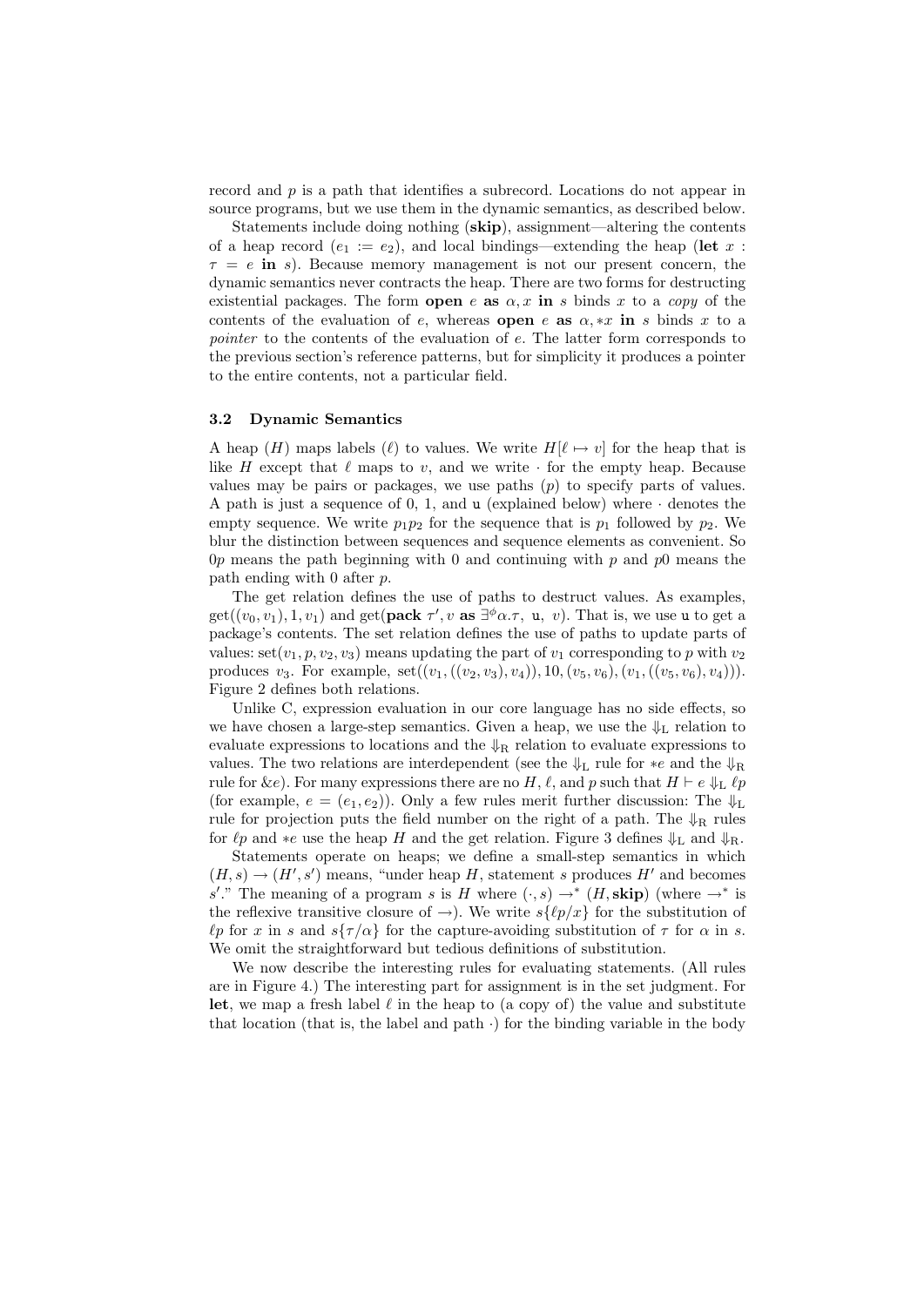record and $p$ is a path that identifies a subrecord. Locations do not appear in source programs, but we use them in the dynamic semantics, as described below.

Statements include doing nothing (**skip**), assignment—altering the contents of a heap record ($e_1 := e_2$), and local bindings—extending the heap (**let** $x : \tau = e$ **in** $s$). Because memory management is not our present concern, the dynamic semantics never contracts the heap. There are two forms for destructing existential packages. The form **open** $e$ **as** $\alpha, x$ **in** $s$ binds $x$ to a *copy* of the contents of the evaluation of $e$, whereas **open** $e$ **as** $\alpha, *x$ **in** $s$ binds $x$ to a *pointer* to the contents of the evaluation of $e$. The latter form corresponds to the previous section's reference patterns, but for simplicity it produces a pointer to the entire contents, not a particular field.

### 3.2 Dynamic Semantics

A heap ($H$) maps labels ($\ell$) to values. We write $H[\ell \mapsto v]$ for the heap that is like $H$ except that $\ell$ maps to $v$, and we write $\cdot$ for the empty heap. Because values may be pairs or packages, we use paths ($p$) to specify parts of values. A path is just a sequence of 0, 1, and $\mathtt{u}$ (explained below) where $\cdot$ denotes the empty sequence. We write $p_1p_2$ for the sequence that is $p_1$ followed by $p_2$. We blur the distinction between sequences and sequence elements as convenient. So $0p$ means the path beginning with 0 and continuing with $p$ and $p0$ means the path ending with 0 after $p$.

The get relation defines the use of paths to destruct values. As examples, $\text{get}((v_0, v_1), 1, v_1)$ and $\text{get}(\textbf{pack } \tau', v \textbf{ as } \exists^{\phi}\alpha.\tau,\ \mathtt{u},\ v)$. That is, we use $\mathtt{u}$ to get a package's contents. The set relation defines the use of paths to update parts of values: $\text{set}(v_1, p, v_2, v_3)$ means updating the part of $v_1$ corresponding to $p$ with $v_2$ produces $v_3$. For example, $\text{set}((v_1, ((v_2, v_3), v_4)), 10, (v_5, v_6), (v_1, ((v_5, v_6), v_4)))$. Figure 2 defines both relations.

Unlike C, expression evaluation in our core language has no side effects, so we have chosen a large-step semantics. Given a heap, we use the $\Downarrow_{\text{L}}$ relation to evaluate expressions to locations and the $\Downarrow_{\text{R}}$ relation to evaluate expressions to values. The two relations are interdependent (see the $\Downarrow_{\text{L}}$ rule for $*e$ and the $\Downarrow_{\text{R}}$ rule for $\&e$). For many expressions there are no $H$, $\ell$, and $p$ such that $H \vdash e \Downarrow_{\text{L}} \ell p$ (for example, $e = (e_1, e_2)$). Only a few rules merit further discussion: The $\Downarrow_{\text{L}}$ rule for projection puts the field number on the right of a path. The $\Downarrow_{\text{R}}$ rules for $\ell p$ and $*e$ use the heap $H$ and the get relation. Figure 3 defines $\Downarrow_{\text{L}}$ and $\Downarrow_{\text{R}}$.

Statements operate on heaps; we define a small-step semantics in which $(H, s) \to (H', s')$ means, "under heap $H$, statement $s$ produces $H'$ and becomes $s'$." The meaning of a program $s$ is $H$ where $(\cdot, s) \to^* (H, \textbf{skip})$ (where $\to^*$ is the reflexive transitive closure of $\to$). We write $s\{\ell p/x\}$ for the substitution of $\ell p$ for $x$ in $s$ and $s\{\tau/\alpha\}$ for the capture-avoiding substitution of $\tau$ for $\alpha$ in $s$. We omit the straightforward but tedious definitions of substitution.

We now describe the interesting rules for evaluating statements. (All rules are in Figure 4.) The interesting part for assignment is in the set judgment. For **let**, we map a fresh label $\ell$ in the heap to (a copy of) the value and substitute that location (that is, the label and path $\cdot$) for the binding variable in the body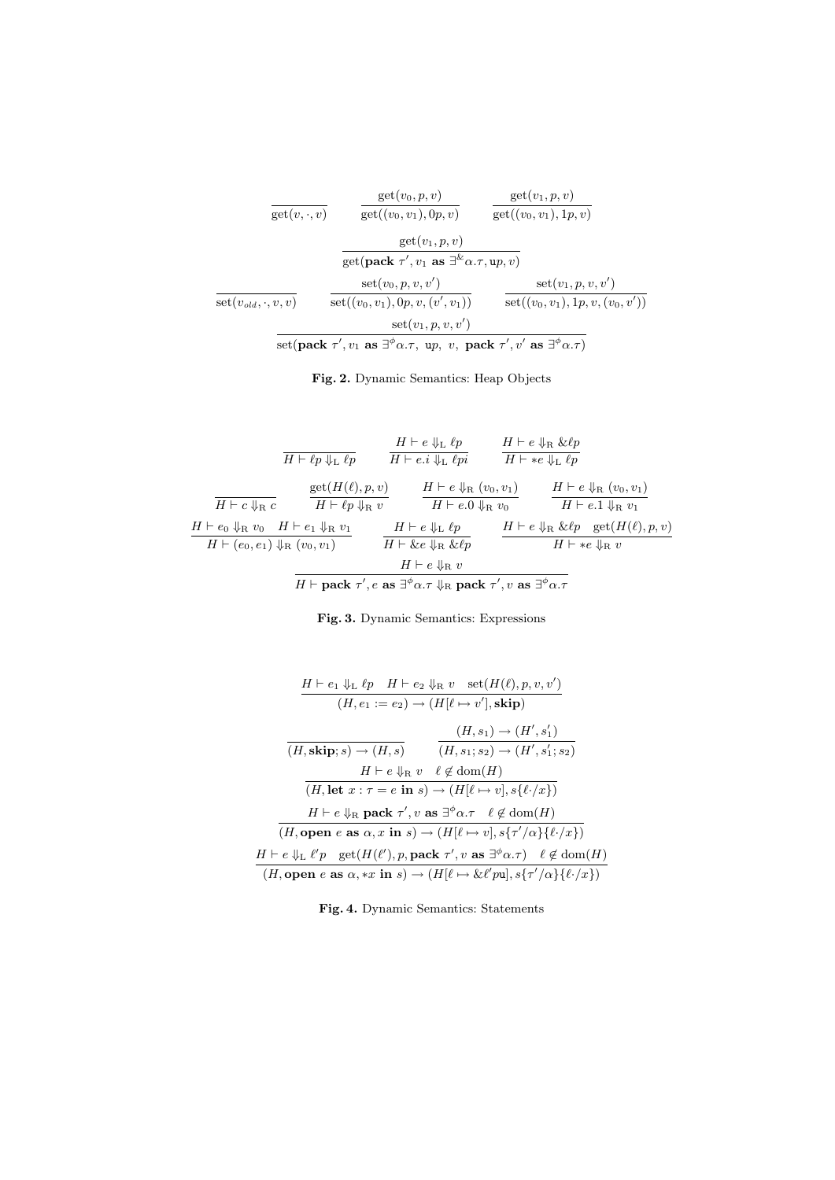$$\frac{}{\mathrm{get}(v,\cdot,v)} \qquad \frac{\mathrm{get}(v_0,p,v)}{\mathrm{get}((v_0,v_1),0p,v)} \qquad \frac{\mathrm{get}(v_1,p,v)}{\mathrm{get}((v_0,v_1),1p,v)}$$

$$\frac{\mathrm{get}(v_1,p,v)}{\mathrm{get}(\mathbf{pack}\ \tau',v_1\ \mathbf{as}\ \exists^{\&}\alpha.\tau,\mathtt{u}p,v)}$$

$$\frac{}{\mathrm{set}(v_{old},\cdot,v,v)} \qquad \frac{\mathrm{set}(v_0,p,v,v')}{\mathrm{set}((v_0,v_1),0p,v,(v',v_1))} \qquad \frac{\mathrm{set}(v_1,p,v,v')}{\mathrm{set}((v_0,v_1),1p,v,(v_0,v'))}$$

$$\frac{\mathrm{set}(v_1,p,v,v')}{\mathrm{set}(\mathbf{pack}\ \tau',v_1\ \mathbf{as}\ \exists^{\phi}\alpha.\tau,\ \mathtt{u}p,\ v,\ \mathbf{pack}\ \tau',v'\ \mathbf{as}\ \exists^{\phi}\alpha.\tau)}$$

**Fig. 2.** Dynamic Semantics: Heap Objects

$$\frac{}{H\vdash \ell p \Downarrow_{\mathrm{L}} \ell p} \qquad \frac{H\vdash e\Downarrow_{\mathrm{L}} \ell p}{H\vdash e.i\Downarrow_{\mathrm{L}} \ell p i} \qquad \frac{H\vdash e\Downarrow_{\mathrm{R}} \&\ell p}{H\vdash *e\Downarrow_{\mathrm{L}} \ell p}$$

$$\frac{}{H\vdash c\Downarrow_{\mathrm{R}} c} \qquad \frac{\mathrm{get}(H(\ell),p,v)}{H\vdash \ell p\Downarrow_{\mathrm{R}} v} \qquad \frac{H\vdash e\Downarrow_{\mathrm{R}} (v_0,v_1)}{H\vdash e.0\Downarrow_{\mathrm{R}} v_0} \qquad \frac{H\vdash e\Downarrow_{\mathrm{R}} (v_0,v_1)}{H\vdash e.1\Downarrow_{\mathrm{R}} v_1}$$

$$\frac{H\vdash e_0\Downarrow_{\mathrm{R}} v_0 \quad H\vdash e_1\Downarrow_{\mathrm{R}} v_1}{H\vdash (e_0,e_1)\Downarrow_{\mathrm{R}} (v_0,v_1)} \qquad \frac{H\vdash e\Downarrow_{\mathrm{L}} \ell p}{H\vdash \&e\Downarrow_{\mathrm{R}} \&\ell p} \qquad \frac{H\vdash e\Downarrow_{\mathrm{R}} \&\ell p \quad \mathrm{get}(H(\ell),p,v)}{H\vdash *e\Downarrow_{\mathrm{R}} v}$$

$$\frac{H\vdash e\Downarrow_{\mathrm{R}} v}{H\vdash \mathbf{pack}\ \tau',e\ \mathbf{as}\ \exists^{\phi}\alpha.\tau\Downarrow_{\mathrm{R}} \mathbf{pack}\ \tau',v\ \mathbf{as}\ \exists^{\phi}\alpha.\tau}$$

**Fig. 3.** Dynamic Semantics: Expressions

$$\frac{H\vdash e_1\Downarrow_{\mathrm{L}} \ell p \quad H\vdash e_2\Downarrow_{\mathrm{R}} v \quad \mathrm{set}(H(\ell),p,v,v')}{(H,e_1:=e_2)\rightarrow(H[\ell\mapsto v'],\mathbf{skip})}$$

$$\frac{}{(H,\mathbf{skip};s)\rightarrow(H,s)} \qquad \frac{(H,s_1)\rightarrow(H',s_1')}{(H,s_1;s_2)\rightarrow(H',s_1';s_2)}$$

$$\frac{H\vdash e\Downarrow_{\mathrm{R}} v \quad \ell\notin\mathrm{dom}(H)}{(H,\mathbf{let}\ x:\tau=e\ \mathbf{in}\ s)\rightarrow(H[\ell\mapsto v],s\{\ell\cdot/x\})}$$

$$\frac{H\vdash e\Downarrow_{\mathrm{R}} \mathbf{pack}\ \tau',v\ \mathbf{as}\ \exists^{\phi}\alpha.\tau \quad \ell\notin\mathrm{dom}(H)}{(H,\mathbf{open}\ e\ \mathbf{as}\ \alpha,x\ \mathbf{in}\ s)\rightarrow(H[\ell\mapsto v],s\{\tau'/\alpha\}\{\ell\cdot/x\})}$$

$$\frac{H\vdash e\Downarrow_{\mathrm{L}} \ell' p \quad \mathrm{get}(H(\ell'),p,\mathbf{pack}\ \tau',v\ \mathbf{as}\ \exists^{\phi}\alpha.\tau) \quad \ell\notin\mathrm{dom}(H)}{(H,\mathbf{open}\ e\ \mathbf{as}\ \alpha,*x\ \mathbf{in}\ s)\rightarrow(H[\ell\mapsto\&\ell' p\mathtt{u}],s\{\tau'/\alpha\}\{\ell\cdot/x\})}$$

**Fig. 4.** Dynamic Semantics: Statements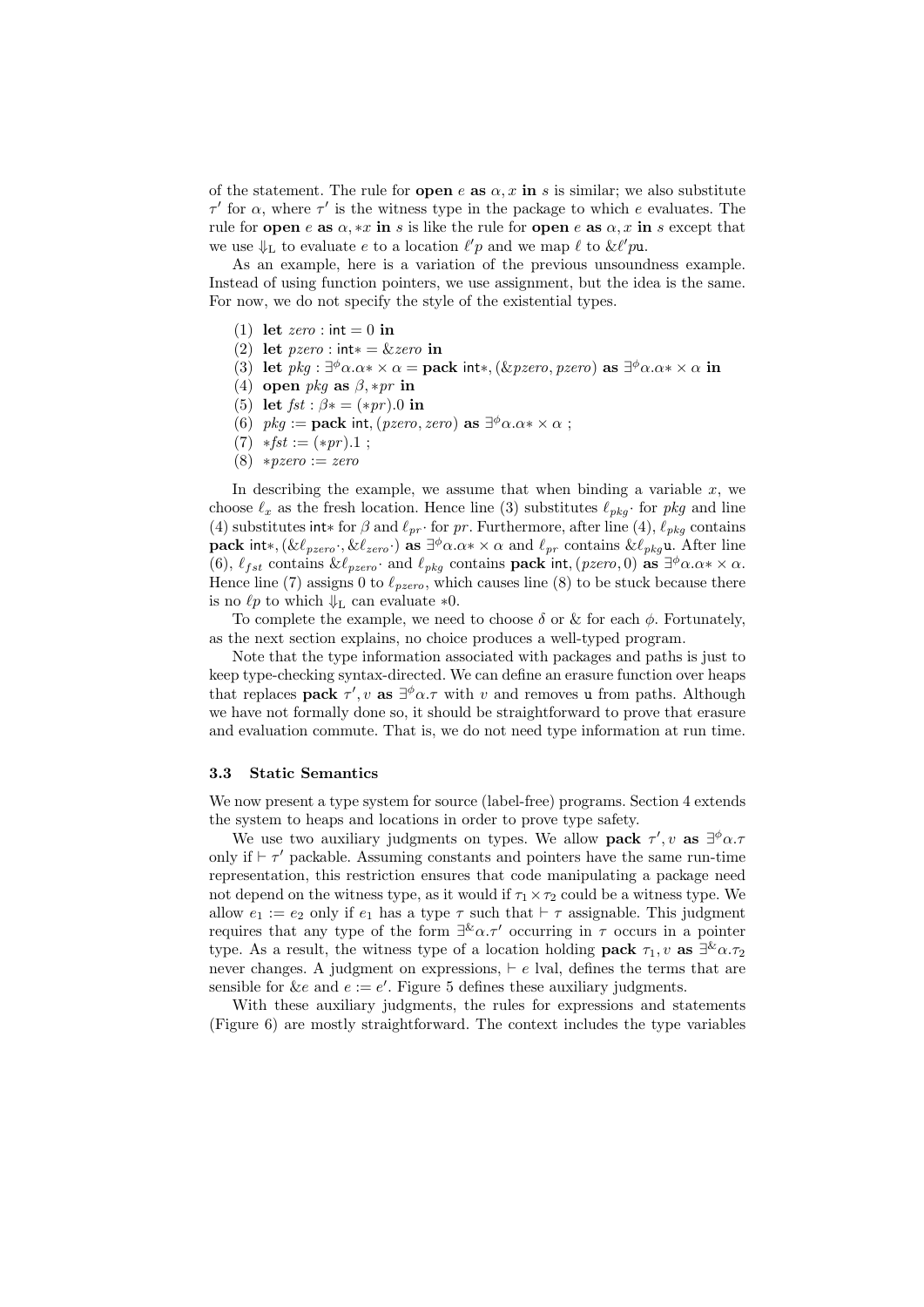of the statement. The rule for **open** $e$ **as** $\alpha, x$ **in** $s$ is similar; we also substitute $\tau'$ for $\alpha$, where $\tau'$ is the witness type in the package to which $e$ evaluates. The rule for **open** $e$ **as** $\alpha, *x$ **in** $s$ is like the rule for **open** $e$ **as** $\alpha, x$ **in** $s$ except that we use $\Downarrow_{\mathrm{L}}$ to evaluate $e$ to a location $\ell' p$ and we map $\ell$ to $\&\ell' p\mathtt{u}$.

As an example, here is a variation of the previous unsoundness example. Instead of using function pointers, we use assignment, but the idea is the same. For now, we do not specify the style of the existential types.

(1) **let** $zero : \mathsf{int} = 0$ **in**
(2) **let** $pzero : \mathsf{int}* = \&zero$ **in**
(3) **let** $pkg : \exists^{\phi}\alpha.\alpha* \times \alpha =$ **pack** $\mathsf{int}*, (\&pzero, pzero)$ **as** $\exists^{\phi}\alpha.\alpha* \times \alpha$ **in**
(4) **open** $pkg$ **as** $\beta, *pr$ **in**
(5) **let** $fst : \beta* = (*pr).0$ **in**
(6) $pkg :=$ **pack** $\mathsf{int}, (pzero, zero)$ **as** $\exists^{\phi}\alpha.\alpha* \times \alpha$ ;
(7) $*fst := (*pr).1$ ;
(8) $*pzero := zero$

In describing the example, we assume that when binding a variable $x$, we choose $\ell_x$ as the fresh location. Hence line (3) substitutes $\ell_{pkg}\cdot$ for $pkg$ and line (4) substitutes $\mathsf{int}*$ for $\beta$ and $\ell_{pr}\cdot$ for $pr$. Furthermore, after line (4), $\ell_{pkg}$ contains **pack** $\mathsf{int}*, (\&\ell_{pzero}\cdot, \&\ell_{zero}\cdot)$ **as** $\exists^{\phi}\alpha.\alpha* \times \alpha$ and $\ell_{pr}$ contains $\&\ell_{pkg}\mathtt{u}$. After line (6), $\ell_{fst}$ contains $\&\ell_{pzero}\cdot$ and $\ell_{pkg}$ contains **pack** $\mathsf{int}, (pzero, 0)$ **as** $\exists^{\phi}\alpha.\alpha* \times \alpha$. Hence line (7) assigns 0 to $\ell_{pzero}$, which causes line (8) to be stuck because there is no $\ell p$ to which $\Downarrow_{\mathrm{L}}$ can evaluate $*0$.

To complete the example, we need to choose $\delta$ or $\&$ for each $\phi$. Fortunately, as the next section explains, no choice produces a well-typed program.

Note that the type information associated with packages and paths is just to keep type-checking syntax-directed. We can define an erasure function over heaps that replaces **pack** $\tau', v$ **as** $\exists^{\phi}\alpha.\tau$ with $v$ and removes $\mathtt{u}$ from paths. Although we have not formally done so, it should be straightforward to prove that erasure and evaluation commute. That is, we do not need type information at run time.

### 3.3 Static Semantics

We now present a type system for source (label-free) programs. Section 4 extends the system to heaps and locations in order to prove type safety.

We use two auxiliary judgments on types. We allow **pack** $\tau', v$ **as** $\exists^{\phi}\alpha.\tau$ only if $\vdash \tau'$ packable. Assuming constants and pointers have the same run-time representation, this restriction ensures that code manipulating a package need not depend on the witness type, as it would if $\tau_1 \times \tau_2$ could be a witness type. We allow $e_1 := e_2$ only if $e_1$ has a type $\tau$ such that $\vdash \tau$ assignable. This judgment requires that any type of the form $\exists^{\&}\alpha.\tau'$ occurring in $\tau$ occurs in a pointer type. As a result, the witness type of a location holding **pack** $\tau_1, v$ **as** $\exists^{\&}\alpha.\tau_2$ never changes. A judgment on expressions, $\vdash e$ lval, defines the terms that are sensible for $\&e$ and $e := e'$. Figure 5 defines these auxiliary judgments.

With these auxiliary judgments, the rules for expressions and statements (Figure 6) are mostly straightforward. The context includes the type variables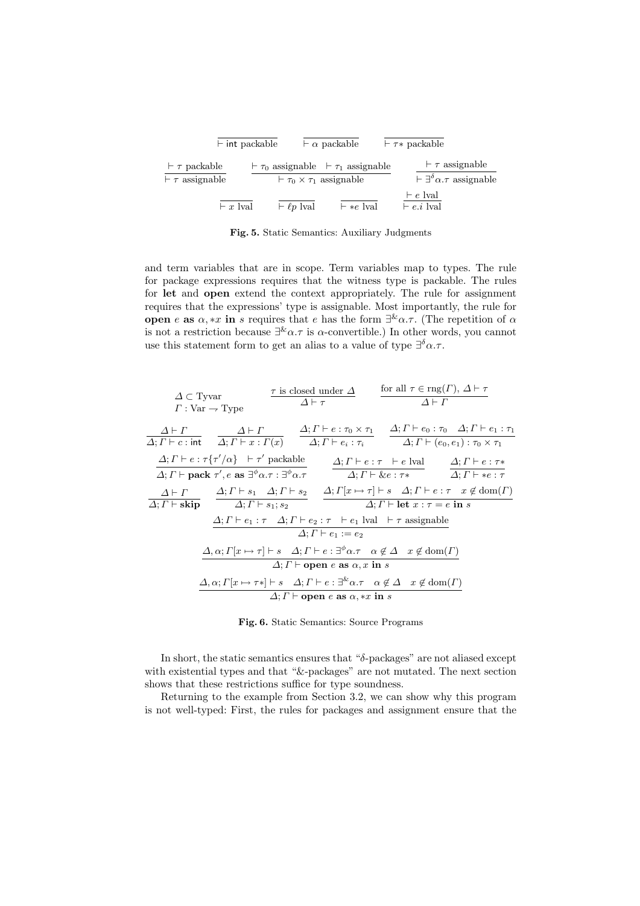$$\frac{}{\vdash \mathsf{int} \text{ packable}} \qquad \frac{}{\vdash \alpha \text{ packable}} \qquad \frac{}{\vdash \tau* \text{ packable}}$$

$$\frac{\vdash \tau \text{ packable}}{\vdash \tau \text{ assignable}} \qquad \frac{\vdash \tau_0 \text{ assignable} \quad \vdash \tau_1 \text{ assignable}}{\vdash \tau_0 \times \tau_1 \text{ assignable}} \qquad \frac{\vdash \tau \text{ assignable}}{\vdash \exists^{\delta}\alpha.\tau \text{ assignable}}$$

$$\frac{}{\vdash x \text{ lval}} \qquad \frac{}{\vdash \ell p \text{ lval}} \qquad \frac{}{\vdash *e \text{ lval}} \qquad \frac{\vdash e \text{ lval}}{\vdash e.i \text{ lval}}$$

**Fig. 5.** Static Semantics: Auxiliary Judgments

and term variables that are in scope. Term variables map to types. The rule for package expressions requires that the witness type is packable. The rules for **let** and **open** extend the context appropriately. The rule for assignment requires that the expressions' type is assignable. Most importantly, the rule for **open** $e$ **as** $\alpha, *x$ **in** $s$ requires that $e$ has the form $\exists^{\&}\alpha.\tau$. (The repetition of $\alpha$ is not a restriction because $\exists^{\&}\alpha.\tau$ is $\alpha$-convertible.) In other words, you cannot use this statement form to get an alias to a value of type $\exists^{\delta}\alpha.\tau$.

$$\begin{array}{l}\Delta \subset \text{Tyvar} \\ \Gamma : \text{Var} \rightharpoonup \text{Type}\end{array} \qquad \frac{\tau \text{ is closed under } \Delta}{\Delta \vdash \tau} \qquad \frac{\text{for all } \tau \in \text{rng}(\Gamma),\ \Delta \vdash \tau}{\Delta \vdash \Gamma}$$

$$\frac{\Delta \vdash \Gamma}{\Delta; \Gamma \vdash c : \mathsf{int}} \qquad \frac{\Delta \vdash \Gamma}{\Delta; \Gamma \vdash x : \Gamma(x)} \qquad \frac{\Delta; \Gamma \vdash e : \tau_0 \times \tau_1}{\Delta; \Gamma \vdash e_i : \tau_i} \qquad \frac{\Delta; \Gamma \vdash e_0 : \tau_0 \quad \Delta; \Gamma \vdash e_1 : \tau_1}{\Delta; \Gamma \vdash (e_0, e_1) : \tau_0 \times \tau_1}$$

$$\frac{\Delta; \Gamma \vdash e : \tau\{\tau'/\alpha\} \quad \vdash \tau' \text{ packable}}{\Delta; \Gamma \vdash \mathbf{pack}\ \tau', e\ \mathbf{as}\ \exists^{\phi}\alpha.\tau : \exists^{\phi}\alpha.\tau} \qquad \frac{\Delta; \Gamma \vdash e : \tau \quad \vdash e \text{ lval}}{\Delta; \Gamma \vdash \&e : \tau*} \qquad \frac{\Delta; \Gamma \vdash e : \tau*}{\Delta; \Gamma \vdash *e : \tau}$$

$$\frac{\Delta \vdash \Gamma}{\Delta; \Gamma \vdash \mathbf{skip}} \qquad \frac{\Delta; \Gamma \vdash s_1 \quad \Delta; \Gamma \vdash s_2}{\Delta; \Gamma \vdash s_1; s_2} \qquad \frac{\Delta; \Gamma[x \mapsto \tau] \vdash s \quad \Delta; \Gamma \vdash e : \tau \quad x \notin \text{dom}(\Gamma)}{\Delta; \Gamma \vdash \mathbf{let}\ x : \tau = e\ \mathbf{in}\ s}$$

$$\frac{\Delta; \Gamma \vdash e_1 : \tau \quad \Delta; \Gamma \vdash e_2 : \tau \quad \vdash e_1 \text{ lval} \quad \vdash \tau \text{ assignable}}{\Delta; \Gamma \vdash e_1 := e_2}$$

$$\frac{\Delta, \alpha; \Gamma[x \mapsto \tau] \vdash s \quad \Delta; \Gamma \vdash e : \exists^{\phi}\alpha.\tau \quad \alpha \notin \Delta \quad x \notin \text{dom}(\Gamma)}{\Delta; \Gamma \vdash \mathbf{open}\ e\ \mathbf{as}\ \alpha, x\ \mathbf{in}\ s}$$

$$\frac{\Delta, \alpha; \Gamma[x \mapsto \tau*] \vdash s \quad \Delta; \Gamma \vdash e : \exists^{\&}\alpha.\tau \quad \alpha \notin \Delta \quad x \notin \text{dom}(\Gamma)}{\Delta; \Gamma \vdash \mathbf{open}\ e\ \mathbf{as}\ \alpha, *x\ \mathbf{in}\ s}$$

**Fig. 6.** Static Semantics: Source Programs

In short, the static semantics ensures that "$\delta$-packages" are not aliased except with existential types and that "&-packages" are not mutated. The next section shows that these restrictions suffice for type soundness.

Returning to the example from Section 3.2, we can show why this program is not well-typed: First, the rules for packages and assignment ensure that the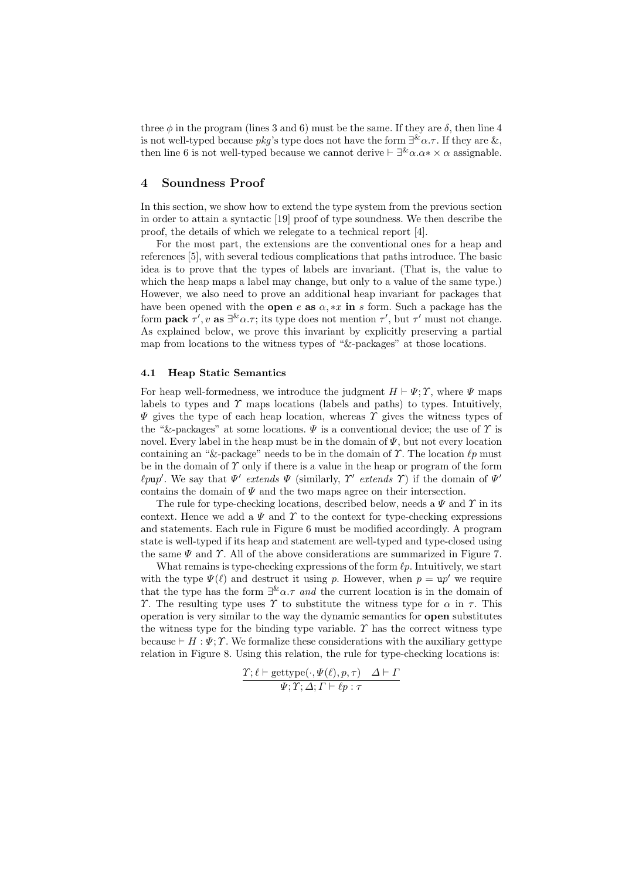three $\phi$ in the program (lines 3 and 6) must be the same. If they are $\delta$, then line 4 is not well-typed because *pkg*'s type does not have the form $\exists^{\&}\alpha.\tau$. If they are &, then line 6 is not well-typed because we cannot derive $\vdash \exists^{\&}\alpha.\alpha * \times \alpha$ assignable.

## 4 Soundness Proof

In this section, we show how to extend the type system from the previous section in order to attain a syntactic [19] proof of type soundness. We then describe the proof, the details of which we relegate to a technical report [4].

For the most part, the extensions are the conventional ones for a heap and references [5], with several tedious complications that paths introduce. The basic idea is to prove that the types of labels are invariant. (That is, the value to which the heap maps a label may change, but only to a value of the same type.) However, we also need to prove an additional heap invariant for packages that have been opened with the **open** $e$ **as** $\alpha, *x$ **in** $s$ form. Such a package has the form **pack** $\tau', v$ **as** $\exists^{\&}\alpha.\tau$; its type does not mention $\tau'$, but $\tau'$ must not change. As explained below, we prove this invariant by explicitly preserving a partial map from locations to the witness types of "&-packages" at those locations.

### 4.1 Heap Static Semantics

For heap well-formedness, we introduce the judgment $H \vdash \Psi; \Upsilon$, where $\Psi$ maps labels to types and $\Upsilon$ maps locations (labels and paths) to types. Intuitively, $\Psi$ gives the type of each heap location, whereas $\Upsilon$ gives the witness types of the "&-packages" at some locations. $\Psi$ is a conventional device; the use of $\Upsilon$ is novel. Every label in the heap must be in the domain of $\Psi$, but not every location containing an "&-package" needs to be in the domain of $\Upsilon$. The location $\ell p$ must be in the domain of $\Upsilon$ only if there is a value in the heap or program of the form $\ell p \mathtt{u} p'$. We say that $\Psi'$ *extends* $\Psi$ (similarly, $\Upsilon'$ *extends* $\Upsilon$) if the domain of $\Psi'$ contains the domain of $\Psi$ and the two maps agree on their intersection.

The rule for type-checking locations, described below, needs a $\Psi$ and $\Upsilon$ in its context. Hence we add a $\Psi$ and $\Upsilon$ to the context for type-checking expressions and statements. Each rule in Figure 6 must be modified accordingly. A program state is well-typed if its heap and statement are well-typed and type-closed using the same $\Psi$ and $\Upsilon$. All of the above considerations are summarized in Figure 7.

What remains is type-checking expressions of the form $\ell p$. Intuitively, we start with the type $\Psi(\ell)$ and destruct it using $p$. However, when $p = \mathtt{u}p'$ we require that the type has the form $\exists^{\&}\alpha.\tau$ *and* the current location is in the domain of $\Upsilon$. The resulting type uses $\Upsilon$ to substitute the witness type for $\alpha$ in $\tau$. This operation is very similar to the way the dynamic semantics for **open** substitutes the witness type for the binding type variable. $\Upsilon$ has the correct witness type because $\vdash H : \Psi; \Upsilon$. We formalize these considerations with the auxiliary gettype relation in Figure 8. Using this relation, the rule for type-checking locations is:

$$\frac{\Upsilon; \ell \vdash \mathrm{gettype}(\cdot, \Psi(\ell), p, \tau) \quad \Delta \vdash \Gamma}{\Psi; \Upsilon; \Delta; \Gamma \vdash \ell p : \tau}$$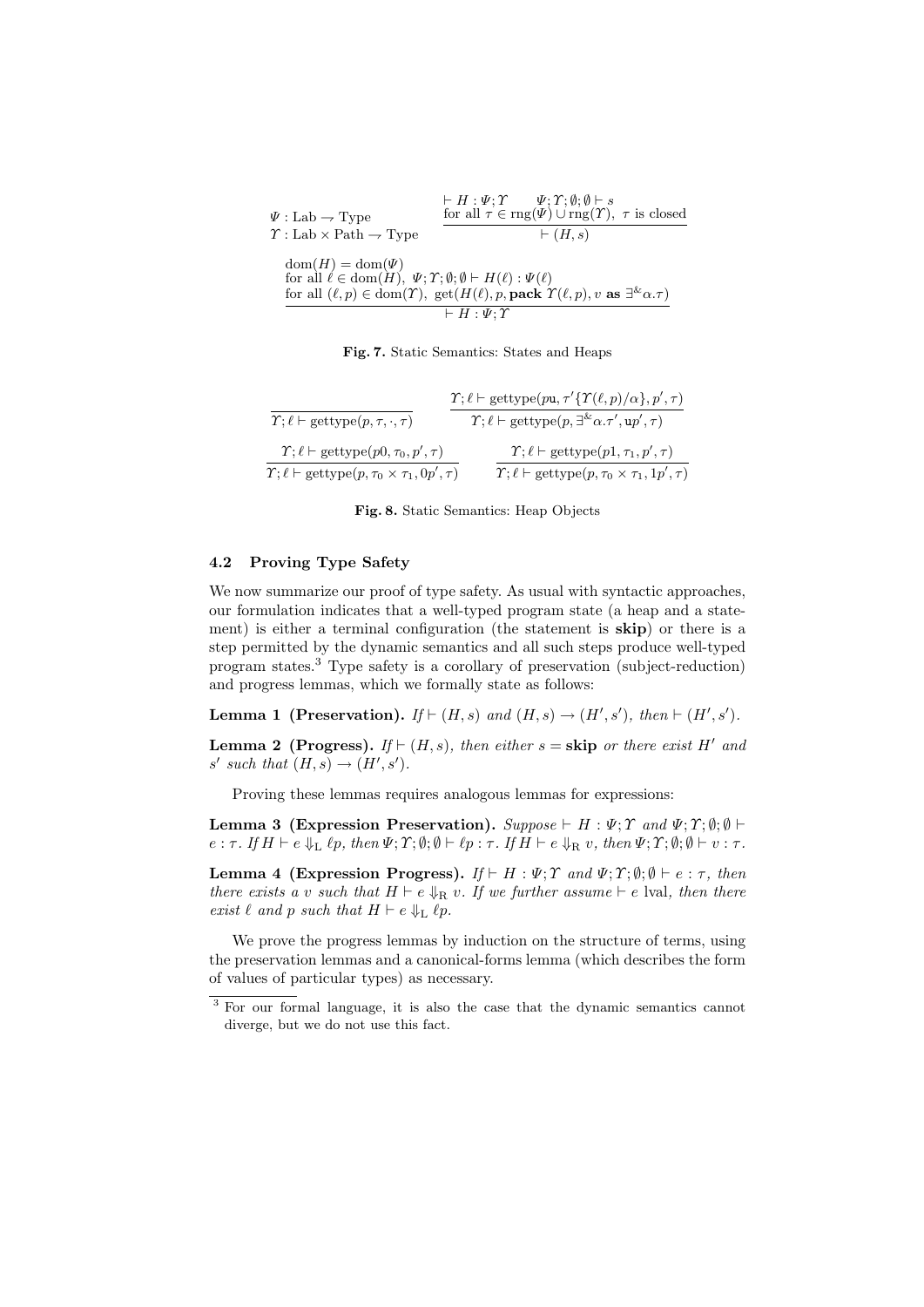$$\Psi : \text{Lab} \to \text{Type} \qquad \Upsilon : \text{Lab} \times \text{Path} \to \text{Type}$$

$$\frac{\vdash H : \Psi; \Upsilon \qquad \Psi; \Upsilon; \emptyset; \emptyset \vdash s \qquad \text{for all } \tau \in \text{rng}(\Psi) \cup \text{rng}(\Upsilon),\ \tau \text{ is closed}}{\vdash (H, s)}$$

$$\frac{\begin{array}{l}\text{dom}(H) = \text{dom}(\Psi) \\ \text{for all } \ell \in \text{dom}(H),\ \Psi; \Upsilon; \emptyset; \emptyset \vdash H(\ell) : \Psi(\ell) \\ \text{for all } (\ell, p) \in \text{dom}(\Upsilon),\ \text{get}(H(\ell), p, \textbf{pack } \Upsilon(\ell, p), v \textbf{ as } \exists^{\&}\alpha.\tau)\end{array}}{\vdash H : \Psi; \Upsilon}$$

**Fig. 7.** Static Semantics: States and Heaps

$$\frac{}{\Upsilon; \ell \vdash \text{gettype}(p, \tau, \cdot, \tau)} \qquad \frac{\Upsilon; \ell \vdash \text{gettype}(p\mathtt{u}, \tau'\{\Upsilon(\ell, p)/\alpha\}, p', \tau)}{\Upsilon; \ell \vdash \text{gettype}(p, \exists^{\&}\alpha.\tau', \mathtt{u}p', \tau)}$$

$$\frac{\Upsilon; \ell \vdash \text{gettype}(p0, \tau_0, p', \tau)}{\Upsilon; \ell \vdash \text{gettype}(p, \tau_0 \times \tau_1, 0p', \tau)} \qquad \frac{\Upsilon; \ell \vdash \text{gettype}(p1, \tau_1, p', \tau)}{\Upsilon; \ell \vdash \text{gettype}(p, \tau_0 \times \tau_1, 1p', \tau)}$$

**Fig. 8.** Static Semantics: Heap Objects

### 4.2 Proving Type Safety

We now summarize our proof of type safety. As usual with syntactic approaches, our formulation indicates that a well-typed program state (a heap and a statement) is either a terminal configuration (the statement is **skip**) or there is a step permitted by the dynamic semantics and all such steps produce well-typed program states.[3] Type safety is a corollary of preservation (subject-reduction) and progress lemmas, which we formally state as follows:

**Lemma 1 (Preservation).** *If* $\vdash (H, s)$ *and* $(H, s) \to (H', s')$, *then* $\vdash (H', s')$.

**Lemma 2 (Progress).** *If* $\vdash (H, s)$, *then either* $s = \textbf{skip}$ *or there exist* $H'$ *and* $s'$ *such that* $(H, s) \to (H', s')$.

Proving these lemmas requires analogous lemmas for expressions:

**Lemma 3 (Expression Preservation).** *Suppose* $\vdash H : \Psi; \Upsilon$ *and* $\Psi; \Upsilon; \emptyset; \emptyset \vdash e : \tau$. *If* $H \vdash e \Downarrow_{\text{L}} \ell p$, *then* $\Psi; \Upsilon; \emptyset; \emptyset \vdash \ell p : \tau$. *If* $H \vdash e \Downarrow_{\text{R}} v$, *then* $\Psi; \Upsilon; \emptyset; \emptyset \vdash v : \tau$.

**Lemma 4 (Expression Progress).** *If* $\vdash H : \Psi; \Upsilon$ *and* $\Psi; \Upsilon; \emptyset; \emptyset \vdash e : \tau$, *then there exists a* $v$ *such that* $H \vdash e \Downarrow_{\text{R}} v$. *If we further assume* $\vdash e$ lval, *then there exist* $\ell$ *and* $p$ *such that* $H \vdash e \Downarrow_{\text{L}} \ell p$.

We prove the progress lemmas by induction on the structure of terms, using the preservation lemmas and a canonical-forms lemma (which describes the form of values of particular types) as necessary.

[3] For our formal language, it is also the case that the dynamic semantics cannot diverge, but we do not use this fact.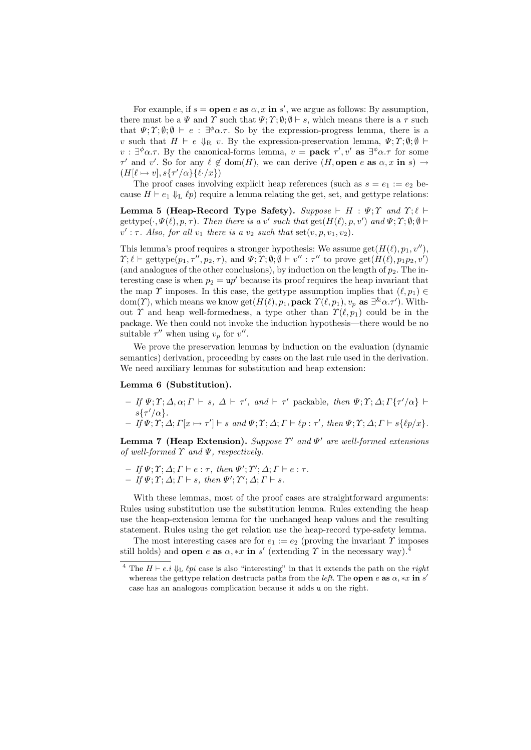For example, if $s = \textbf{open } e \textbf{ as } \alpha, x \textbf{ in } s'$, we argue as follows: By assumption, there must be a $\Psi$ and $\Upsilon$ such that $\Psi; \Upsilon; \emptyset; \emptyset \vdash s$, which means there is a $\tau$ such that $\Psi; \Upsilon; \emptyset; \emptyset \vdash e : \exists^{\phi}\alpha.\tau$. So by the expression-progress lemma, there is a $v$ such that $H \vdash e \Downarrow_{\mathrm{R}} v$. By the expression-preservation lemma, $\Psi; \Upsilon; \emptyset; \emptyset \vdash v : \exists^{\phi}\alpha.\tau$. By the canonical-forms lemma, $v = \textbf{pack } \tau', v' \textbf{ as } \exists^{\phi}\alpha.\tau$ for some $\tau'$ and $v'$. So for any $\ell \notin \mathrm{dom}(H)$, we can derive $(H, \textbf{open } e \textbf{ as } \alpha, x \textbf{ in } s) \rightarrow (H[\ell \mapsto v], s\{\tau'/\alpha\}\{\ell \cdot /x\})$

The proof cases involving explicit heap references (such as $s = e_1 := e_2$ because $H \vdash e_1 \Downarrow_{\mathrm{L}} \ell p$) require a lemma relating the get, set, and gettype relations:

**Lemma 5 (Heap-Record Type Safety).** *Suppose* $\vdash H : \Psi; \Upsilon$ *and* $\Upsilon; \ell \vdash \mathrm{gettype}(\cdot, \Psi(\ell), p, \tau)$. *Then there is a* $v'$ *such that* $\mathrm{get}(H(\ell), p, v')$ *and* $\Psi; \Upsilon; \emptyset; \emptyset \vdash v' : \tau$. *Also, for all* $v_1$ *there is a* $v_2$ *such that* $\mathrm{set}(v, p, v_1, v_2)$.

This lemma's proof requires a stronger hypothesis: We assume $\mathrm{get}(H(\ell), p_1, v'')$, $\Upsilon; \ell \vdash \mathrm{gettype}(p_1, \tau'', p_2, \tau)$, and $\Psi; \Upsilon; \emptyset; \emptyset \vdash v'' : \tau''$ to prove $\mathrm{get}(H(\ell), p_1 p_2, v')$ (and analogues of the other conclusions), by induction on the length of $p_2$. The interesting case is when $p_2 = \mathtt{u}p'$ because its proof requires the heap invariant that the map $\Upsilon$ imposes. In this case, the gettype assumption implies that $(\ell, p_1) \in \mathrm{dom}(\Upsilon)$, which means we know $\mathrm{get}(H(\ell), p_1, \textbf{pack } \Upsilon(\ell, p_1), v_p \textbf{ as } \exists^{\&}\alpha.\tau')$. Without $\Upsilon$ and heap well-formedness, a type other than $\Upsilon(\ell, p_1)$ could be in the package. We then could not invoke the induction hypothesis—there would be no suitable $\tau''$ when using $v_p$ for $v''$.

We prove the preservation lemmas by induction on the evaluation (dynamic semantics) derivation, proceeding by cases on the last rule used in the derivation. We need auxiliary lemmas for substitution and heap extension:

**Lemma 6 (Substitution).**

- *If* $\Psi; \Upsilon; \Delta, \alpha; \Gamma \vdash s$, $\Delta \vdash \tau'$, *and* $\vdash \tau'$ packable, *then* $\Psi; \Upsilon; \Delta; \Gamma\{\tau'/\alpha\} \vdash s\{\tau'/\alpha\}$.
- *If* $\Psi; \Upsilon; \Delta; \Gamma[x \mapsto \tau'] \vdash s$ *and* $\Psi; \Upsilon; \Delta; \Gamma \vdash \ell p : \tau'$, *then* $\Psi; \Upsilon; \Delta; \Gamma \vdash s\{\ell p/x\}$.

**Lemma 7 (Heap Extension).** *Suppose* $\Upsilon'$ *and* $\Psi'$ *are well-formed extensions of well-formed* $\Upsilon$ *and* $\Psi$, *respectively.*

- *If* $\Psi; \Upsilon; \Delta; \Gamma \vdash e : \tau$, *then* $\Psi'; \Upsilon'; \Delta; \Gamma \vdash e : \tau$.
- *If* $\Psi; \Upsilon; \Delta; \Gamma \vdash s$, *then* $\Psi'; \Upsilon'; \Delta; \Gamma \vdash s$.

With these lemmas, most of the proof cases are straightforward arguments: Rules using substitution use the substitution lemma. Rules extending the heap use the heap-extension lemma for the unchanged heap values and the resulting statement. Rules using the get relation use the heap-record type-safety lemma.

The most interesting cases are for $e_1 := e_2$ (proving the invariant $\Upsilon$ imposes still holds) and $\textbf{open } e \textbf{ as } \alpha, *x \textbf{ in } s'$ (extending $\Upsilon$ in the necessary way).[4]

[4] The $H \vdash e.i \Downarrow_{\mathrm{L}} \ell p i$ case is also "interesting" in that it extends the path on the *right* whereas the gettype relation destructs paths from the *left*. The $\textbf{open } e \textbf{ as } \alpha, *x \textbf{ in } s'$ case has an analogous complication because it adds $\mathtt{u}$ on the right.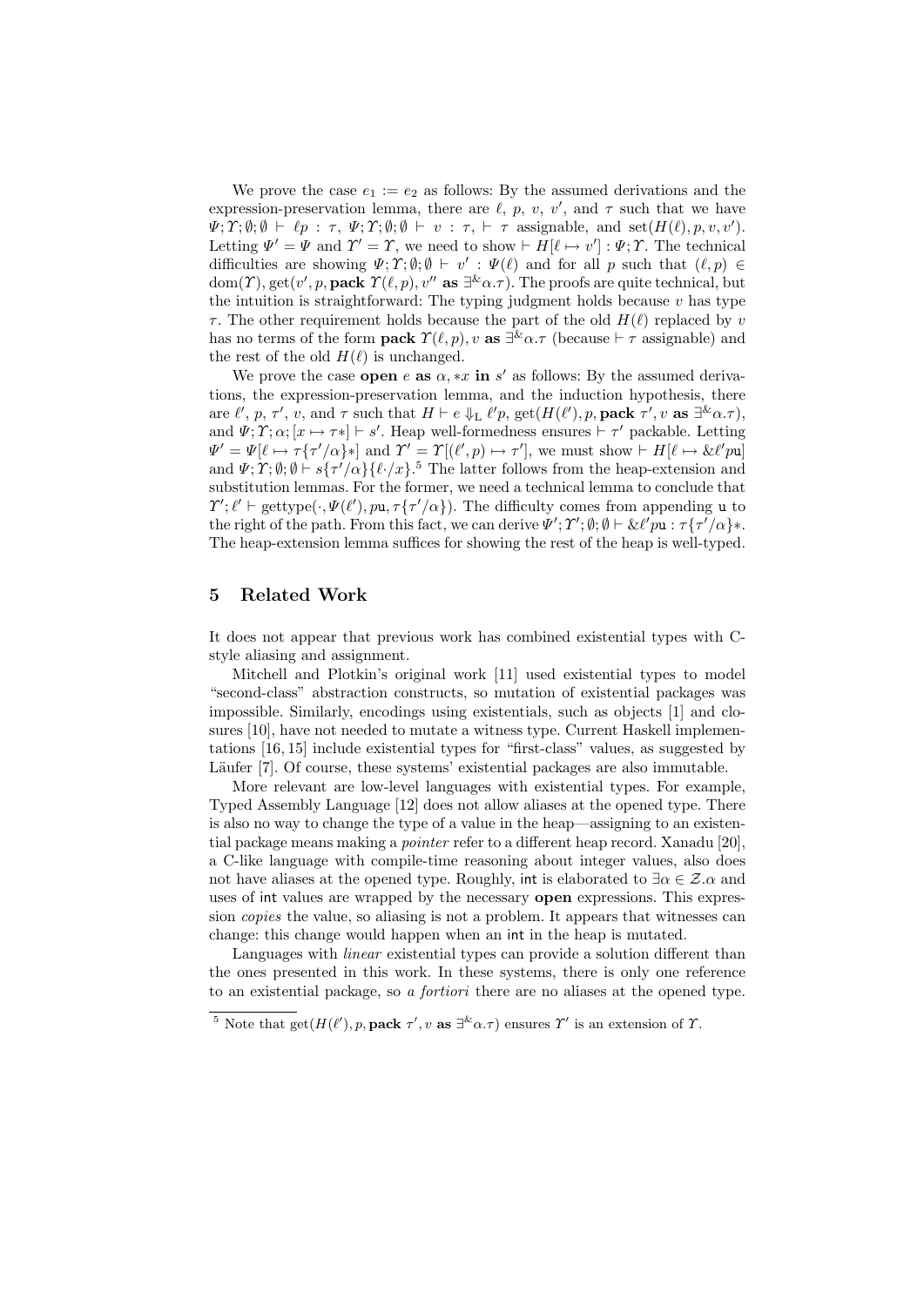We prove the case $e_1 := e_2$ as follows: By the assumed derivations and the expression-preservation lemma, there are $\ell$, $p$, $v$, $v'$, and $\tau$ such that we have $\Psi;\Upsilon;\emptyset;\emptyset \vdash \ell p : \tau$, $\Psi;\Upsilon;\emptyset;\emptyset \vdash v : \tau$, $\vdash \tau$ assignable, and $\mathrm{set}(H(\ell), p, v, v')$. Letting $\Psi' = \Psi$ and $\Upsilon' = \Upsilon$, we need to show $\vdash H[\ell \mapsto v'] : \Psi;\Upsilon$. The technical difficulties are showing $\Psi;\Upsilon;\emptyset;\emptyset \vdash v' : \Psi(\ell)$ and for all $p$ such that $(\ell, p) \in \mathrm{dom}(\Upsilon)$, $\mathrm{get}(v', p, \mathbf{pack}\ \Upsilon(\ell, p), v''\ \mathbf{as}\ \exists^{\&}\alpha.\tau)$. The proofs are quite technical, but the intuition is straightforward: The typing judgment holds because $v$ has type $\tau$. The other requirement holds because the part of the old $H(\ell)$ replaced by $v$ has no terms of the form $\mathbf{pack}\ \Upsilon(\ell, p), v\ \mathbf{as}\ \exists^{\&}\alpha.\tau$ (because $\vdash \tau$ assignable) and the rest of the old $H(\ell)$ is unchanged.

We prove the case $\mathbf{open}\ e\ \mathbf{as}\ \alpha, *x\ \mathbf{in}\ s'$ as follows: By the assumed derivations, the expression-preservation lemma, and the induction hypothesis, there are $\ell'$, $p$, $\tau'$, $v$, and $\tau$ such that $H \vdash e \Downarrow_{\mathrm{L}} \ell' p$, $\mathrm{get}(H(\ell'), p, \mathbf{pack}\ \tau', v\ \mathbf{as}\ \exists^{\&}\alpha.\tau)$, and $\Psi;\Upsilon;\alpha;[x \mapsto \tau *] \vdash s'$. Heap well-formedness ensures $\vdash \tau'$ packable. Letting $\Psi' = \Psi[\ell \mapsto \tau\{\tau'/\alpha\}*]$ and $\Upsilon' = \Upsilon[(\ell', p) \mapsto \tau']$, we must show $\vdash H[\ell \mapsto \&\ell' p\mathtt{u}]$ and $\Psi;\Upsilon;\emptyset;\emptyset \vdash s\{\tau'/\alpha\}\{\ell\cdot/x\}$.[5] The latter follows from the heap-extension and substitution lemmas. For the former, we need a technical lemma to conclude that $\Upsilon';\ell' \vdash \mathrm{gettype}(\cdot, \Psi(\ell'), p\mathtt{u}, \tau\{\tau'/\alpha\})$. The difficulty comes from appending $\mathtt{u}$ to the right of the path. From this fact, we can derive $\Psi';\Upsilon';\emptyset;\emptyset \vdash \&\ell' p\mathtt{u} : \tau\{\tau'/\alpha\}*$. The heap-extension lemma suffices for showing the rest of the heap is well-typed.

## 5 Related Work

It does not appear that previous work has combined existential types with C-style aliasing and assignment.

Mitchell and Plotkin's original work [11] used existential types to model "second-class" abstraction constructs, so mutation of existential packages was impossible. Similarly, encodings using existentials, such as objects [1] and closures [10], have not needed to mutate a witness type. Current Haskell implementations [16, 15] include existential types for "first-class" values, as suggested by Läufer [7]. Of course, these systems' existential packages are also immutable.

More relevant are low-level languages with existential types. For example, Typed Assembly Language [12] does not allow aliases at the opened type. There is also no way to change the type of a value in the heap—assigning to an existential package means making a *pointer* refer to a different heap record. Xanadu [20], a C-like language with compile-time reasoning about integer values, also does not have aliases at the opened type. Roughly, int is elaborated to $\exists\alpha \in \mathcal{Z}.\alpha$ and uses of int values are wrapped by the necessary **open** expressions. This expression *copies* the value, so aliasing is not a problem. It appears that witnesses can change: this change would happen when an int in the heap is mutated.

Languages with *linear* existential types can provide a solution different than the ones presented in this work. In these systems, there is only one reference to an existential package, so *a fortiori* there are no aliases at the opened type.

[5] Note that $\mathrm{get}(H(\ell'), p, \mathbf{pack}\ \tau', v\ \mathbf{as}\ \exists^{\&}\alpha.\tau)$ ensures $\Upsilon'$ is an extension of $\Upsilon$.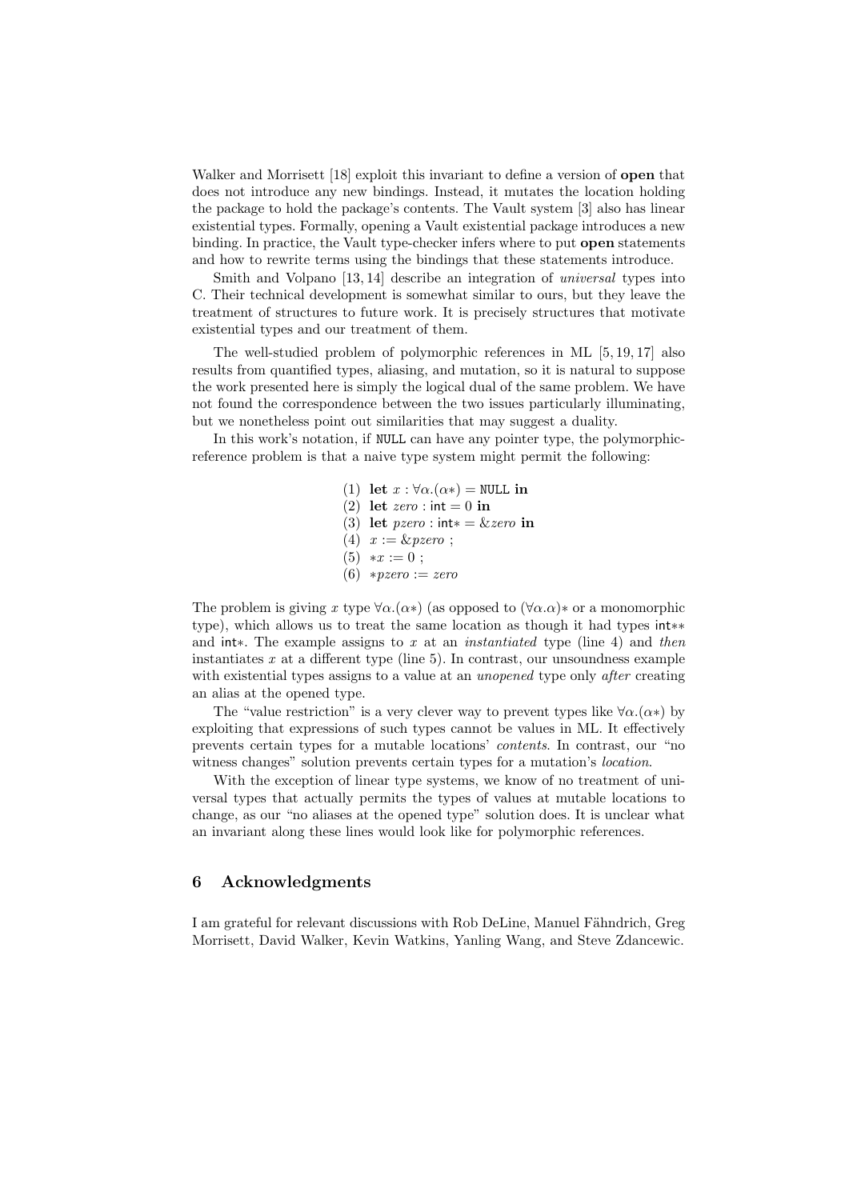Walker and Morrisett [18] exploit this invariant to define a version of **open** that does not introduce any new bindings. Instead, it mutates the location holding the package to hold the package's contents. The Vault system [3] also has linear existential types. Formally, opening a Vault existential package introduces a new binding. In practice, the Vault type-checker infers where to put **open** statements and how to rewrite terms using the bindings that these statements introduce.

Smith and Volpano [13, 14] describe an integration of *universal* types into C. Their technical development is somewhat similar to ours, but they leave the treatment of structures to future work. It is precisely structures that motivate existential types and our treatment of them.

The well-studied problem of polymorphic references in ML [5, 19, 17] also results from quantified types, aliasing, and mutation, so it is natural to suppose the work presented here is simply the logical dual of the same problem. We have not found the correspondence between the two issues particularly illuminating, but we nonetheless point out similarities that may suggest a duality.

In this work's notation, if `NULL` can have any pointer type, the polymorphic-reference problem is that a naive type system might permit the following:

(1) **let** $x : \forall\alpha.(\alpha*) =$ `NULL` **in**
(2) **let** $\mathit{zero} : \mathsf{int} = 0$ **in**
(3) **let** $\mathit{pzero} : \mathsf{int}* = \&\mathit{zero}$ **in**
(4) $x := \&\mathit{pzero}$ ;
(5) $*x := 0$ ;
(6) $*\mathit{pzero} := \mathit{zero}$

The problem is giving $x$ type $\forall\alpha.(\alpha*)$ (as opposed to $(\forall\alpha.\alpha)*$ or a monomorphic type), which allows us to treat the same location as though it had types $\mathsf{int}**$ and $\mathsf{int}*$. The example assigns to $x$ at an *instantiated* type (line 4) and *then* instantiates $x$ at a different type (line 5). In contrast, our unsoundness example with existential types assigns to a value at an *unopened* type only *after* creating an alias at the opened type.

The "value restriction" is a very clever way to prevent types like $\forall\alpha.(\alpha*)$ by exploiting that expressions of such types cannot be values in ML. It effectively prevents certain types for a mutable locations' *contents*. In contrast, our "no witness changes" solution prevents certain types for a mutation's *location*.

With the exception of linear type systems, we know of no treatment of universal types that actually permits the types of values at mutable locations to change, as our "no aliases at the opened type" solution does. It is unclear what an invariant along these lines would look like for polymorphic references.

## 6 Acknowledgments

I am grateful for relevant discussions with Rob DeLine, Manuel Fähndrich, Greg Morrisett, David Walker, Kevin Watkins, Yanling Wang, and Steve Zdancewic.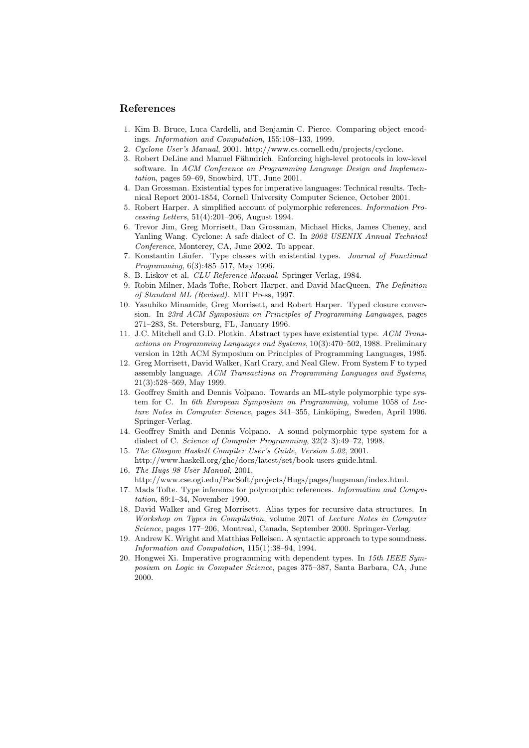## References

1. Kim B. Bruce, Luca Cardelli, and Benjamin C. Pierce. Comparing object encodings. *Information and Computation*, 155:108–133, 1999.
2. *Cyclone User's Manual*, 2001. http://www.cs.cornell.edu/projects/cyclone.
3. Robert DeLine and Manuel Fähndrich. Enforcing high-level protocols in low-level software. In *ACM Conference on Programming Language Design and Implementation*, pages 59–69, Snowbird, UT, June 2001.
4. Dan Grossman. Existential types for imperative languages: Technical results. Technical Report 2001-1854, Cornell University Computer Science, October 2001.
5. Robert Harper. A simplified account of polymorphic references. *Information Processing Letters*, 51(4):201–206, August 1994.
6. Trevor Jim, Greg Morrisett, Dan Grossman, Michael Hicks, James Cheney, and Yanling Wang. Cyclone: A safe dialect of C. In *2002 USENIX Annual Technical Conference*, Monterey, CA, June 2002. To appear.
7. Konstantin Läufer. Type classes with existential types. *Journal of Functional Programming*, 6(3):485–517, May 1996.
8. B. Liskov et al. *CLU Reference Manual*. Springer-Verlag, 1984.
9. Robin Milner, Mads Tofte, Robert Harper, and David MacQueen. *The Definition of Standard ML (Revised)*. MIT Press, 1997.
10. Yasuhiko Minamide, Greg Morrisett, and Robert Harper. Typed closure conversion. In *23rd ACM Symposium on Principles of Programming Languages*, pages 271–283, St. Petersburg, FL, January 1996.
11. J.C. Mitchell and G.D. Plotkin. Abstract types have existential type. *ACM Transactions on Programming Languages and Systems*, 10(3):470–502, 1988. Preliminary version in 12th ACM Symposium on Principles of Programming Languages, 1985.
12. Greg Morrisett, David Walker, Karl Crary, and Neal Glew. From System F to typed assembly language. *ACM Transactions on Programming Languages and Systems*, 21(3):528–569, May 1999.
13. Geoffrey Smith and Dennis Volpano. Towards an ML-style polymorphic type system for C. In *6th European Symposium on Programming*, volume 1058 of *Lecture Notes in Computer Science*, pages 341–355, Linköping, Sweden, April 1996. Springer-Verlag.
14. Geoffrey Smith and Dennis Volpano. A sound polymorphic type system for a dialect of C. *Science of Computer Programming*, 32(2–3):49–72, 1998.
15. *The Glasgow Haskell Compiler User's Guide, Version 5.02*, 2001. http://www.haskell.org/ghc/docs/latest/set/book-users-guide.html.
16. *The Hugs 98 User Manual*, 2001. http://www.cse.ogi.edu/PacSoft/projects/Hugs/pages/hugsman/index.html.
17. Mads Tofte. Type inference for polymorphic references. *Information and Computation*, 89:1–34, November 1990.
18. David Walker and Greg Morrisett. Alias types for recursive data structures. In *Workshop on Types in Compilation*, volume 2071 of *Lecture Notes in Computer Science*, pages 177–206, Montreal, Canada, September 2000. Springer-Verlag.
19. Andrew K. Wright and Matthias Felleisen. A syntactic approach to type soundness. *Information and Computation*, 115(1):38–94, 1994.
20. Hongwei Xi. Imperative programming with dependent types. In *15th IEEE Symposium on Logic in Computer Science*, pages 375–387, Santa Barbara, CA, June 2000.